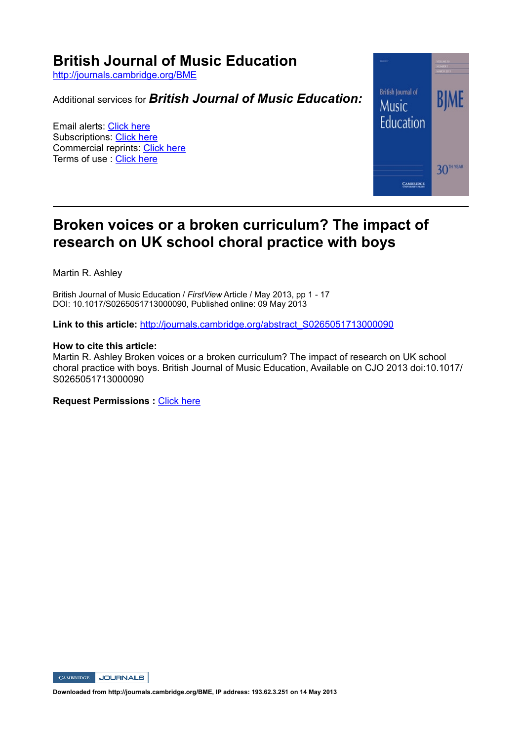# British Journal of Music Education

http://journals.cambridge.org/BME

Additional services for ***British Journal of Music Education:***

Email alerts: Click here
Subscriptions: Click here
Commercial reprints: Click here
Terms of use : Click here

## Broken voices or a broken curriculum? The impact of research on UK school choral practice with boys

Martin R. Ashley

British Journal of Music Education / *FirstView* Article / May 2013, pp 1 - 17
DOI: 10.1017/S0265051713000090, Published online: 09 May 2013

**Link to this article:** http://journals.cambridge.org/abstract_S0265051713000090

**How to cite this article:**
Martin R. Ashley Broken voices or a broken curriculum? The impact of research on UK school choral practice with boys. British Journal of Music Education, Available on CJO 2013 doi:10.1017/S0265051713000090

**Request Permissions :** Click here

**Downloaded from http://journals.cambridge.org/BME, IP address: 193.62.3.251 on 14 May 2013**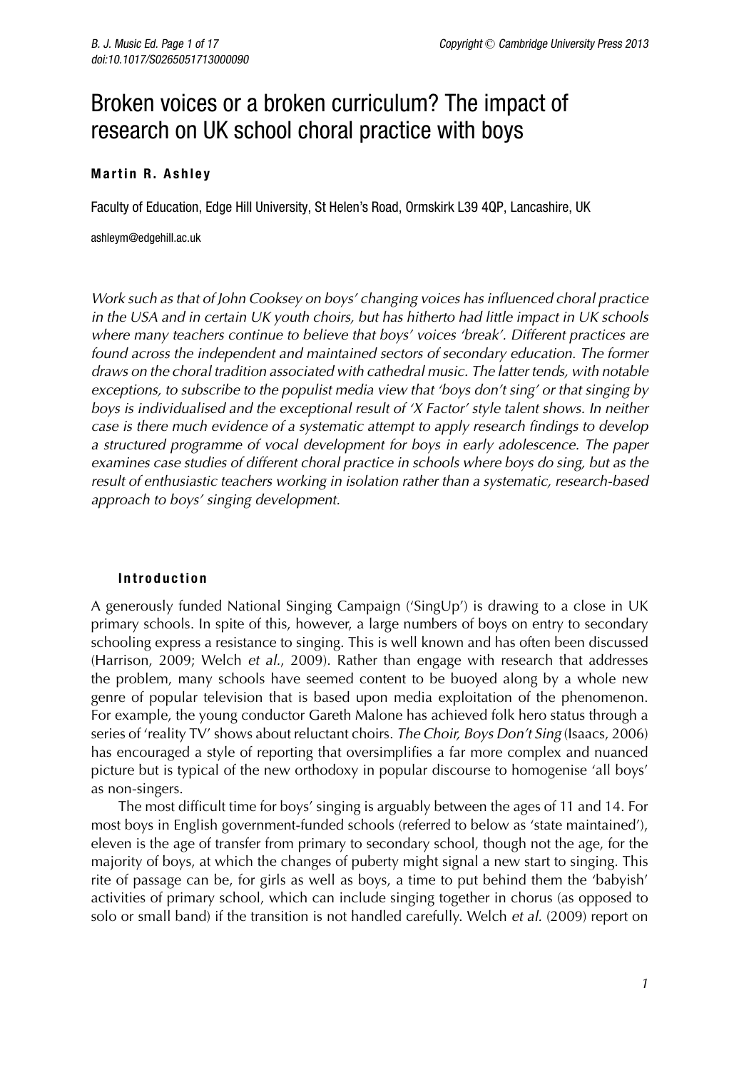# Broken voices or a broken curriculum? The impact of research on UK school choral practice with boys

**Martin R. Ashley**

Faculty of Education, Edge Hill University, St Helen's Road, Ormskirk L39 4QP, Lancashire, UK

ashleym@edgehill.ac.uk

*Work such as that of John Cooksey on boys' changing voices has influenced choral practice in the USA and in certain UK youth choirs, but has hitherto had little impact in UK schools where many teachers continue to believe that boys' voices 'break'. Different practices are found across the independent and maintained sectors of secondary education. The former draws on the choral tradition associated with cathedral music. The latter tends, with notable exceptions, to subscribe to the populist media view that 'boys don't sing' or that singing by boys is individualised and the exceptional result of 'X Factor' style talent shows. In neither case is there much evidence of a systematic attempt to apply research findings to develop a structured programme of vocal development for boys in early adolescence. The paper examines case studies of different choral practice in schools where boys do sing, but as the result of enthusiastic teachers working in isolation rather than a systematic, research-based approach to boys' singing development.*

## Introduction

A generously funded National Singing Campaign ('SingUp') is drawing to a close in UK primary schools. In spite of this, however, a large numbers of boys on entry to secondary schooling express a resistance to singing. This is well known and has often been discussed (Harrison, 2009; Welch *et al.*, 2009). Rather than engage with research that addresses the problem, many schools have seemed content to be buoyed along by a whole new genre of popular television that is based upon media exploitation of the phenomenon. For example, the young conductor Gareth Malone has achieved folk hero status through a series of 'reality TV' shows about reluctant choirs. *The Choir, Boys Don't Sing* (Isaacs, 2006) has encouraged a style of reporting that oversimplifies a far more complex and nuanced picture but is typical of the new orthodoxy in popular discourse to homogenise 'all boys' as non-singers.

The most difficult time for boys' singing is arguably between the ages of 11 and 14. For most boys in English government-funded schools (referred to below as 'state maintained'), eleven is the age of transfer from primary to secondary school, though not the age, for the majority of boys, at which the changes of puberty might signal a new start to singing. This rite of passage can be, for girls as well as boys, a time to put behind them the 'babyish' activities of primary school, which can include singing together in chorus (as opposed to solo or small band) if the transition is not handled carefully. Welch *et al.* (2009) report on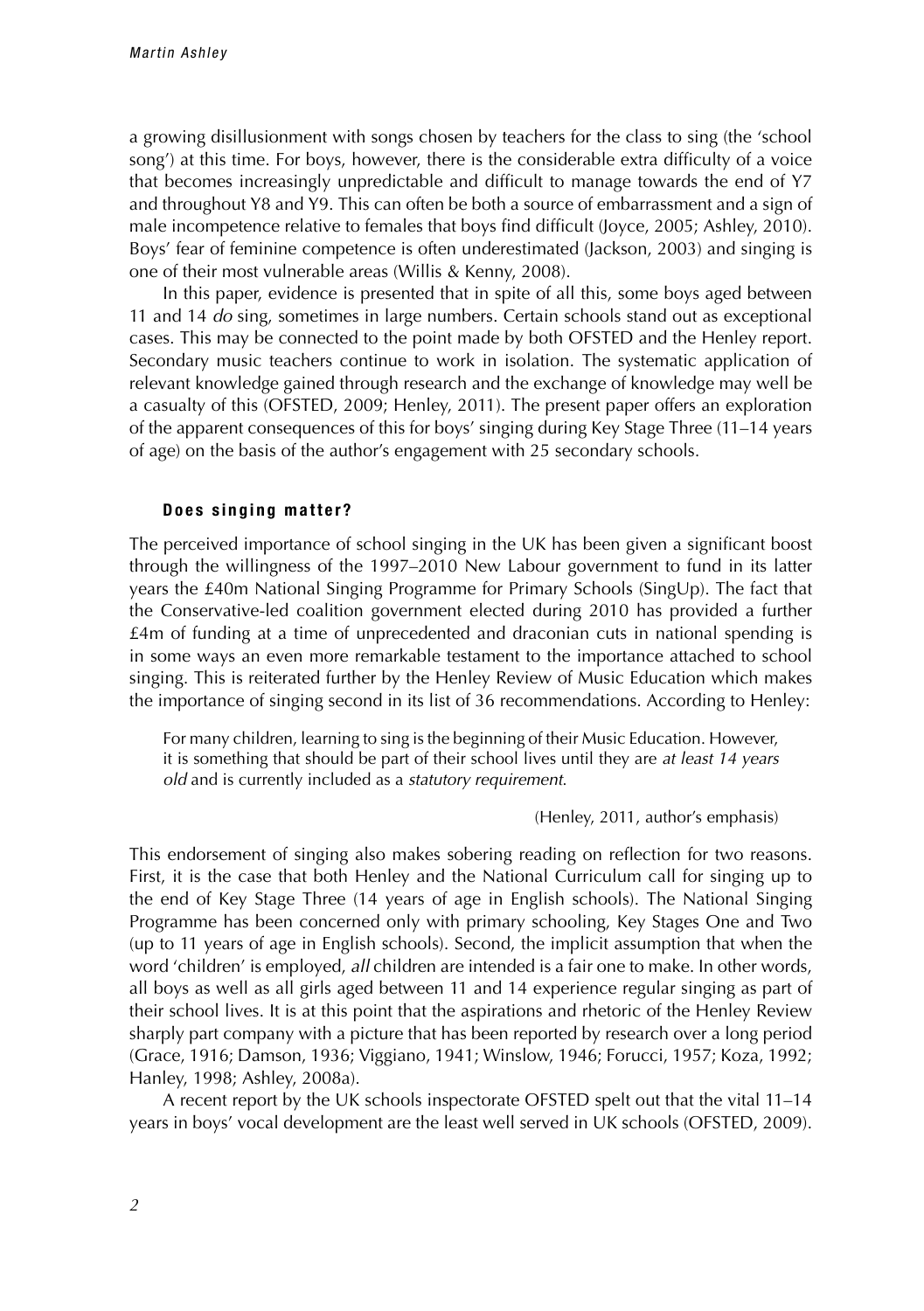a growing disillusionment with songs chosen by teachers for the class to sing (the 'school song') at this time. For boys, however, there is the considerable extra difficulty of a voice that becomes increasingly unpredictable and difficult to manage towards the end of Y7 and throughout Y8 and Y9. This can often be both a source of embarrassment and a sign of male incompetence relative to females that boys find difficult (Joyce, 2005; Ashley, 2010). Boys' fear of feminine competence is often underestimated (Jackson, 2003) and singing is one of their most vulnerable areas (Willis & Kenny, 2008).

In this paper, evidence is presented that in spite of all this, some boys aged between 11 and 14 *do* sing, sometimes in large numbers. Certain schools stand out as exceptional cases. This may be connected to the point made by both OFSTED and the Henley report. Secondary music teachers continue to work in isolation. The systematic application of relevant knowledge gained through research and the exchange of knowledge may well be a casualty of this (OFSTED, 2009; Henley, 2011). The present paper offers an exploration of the apparent consequences of this for boys' singing during Key Stage Three (11–14 years of age) on the basis of the author's engagement with 25 secondary schools.

### Does singing matter?

The perceived importance of school singing in the UK has been given a significant boost through the willingness of the 1997–2010 New Labour government to fund in its latter years the £40m National Singing Programme for Primary Schools (SingUp). The fact that the Conservative-led coalition government elected during 2010 has provided a further £4m of funding at a time of unprecedented and draconian cuts in national spending is in some ways an even more remarkable testament to the importance attached to school singing. This is reiterated further by the Henley Review of Music Education which makes the importance of singing second in its list of 36 recommendations. According to Henley:

> For many children, learning to sing is the beginning of their Music Education. However, it is something that should be part of their school lives until they are *at least 14 years old* and is currently included as a *statutory requirement*.
>
> (Henley, 2011, author's emphasis)

This endorsement of singing also makes sobering reading on reflection for two reasons. First, it is the case that both Henley and the National Curriculum call for singing up to the end of Key Stage Three (14 years of age in English schools). The National Singing Programme has been concerned only with primary schooling, Key Stages One and Two (up to 11 years of age in English schools). Second, the implicit assumption that when the word 'children' is employed, *all* children are intended is a fair one to make. In other words, all boys as well as all girls aged between 11 and 14 experience regular singing as part of their school lives. It is at this point that the aspirations and rhetoric of the Henley Review sharply part company with a picture that has been reported by research over a long period (Grace, 1916; Damson, 1936; Viggiano, 1941; Winslow, 1946; Forucci, 1957; Koza, 1992; Hanley, 1998; Ashley, 2008a).

A recent report by the UK schools inspectorate OFSTED spelt out that the vital 11–14 years in boys' vocal development are the least well served in UK schools (OFSTED, 2009).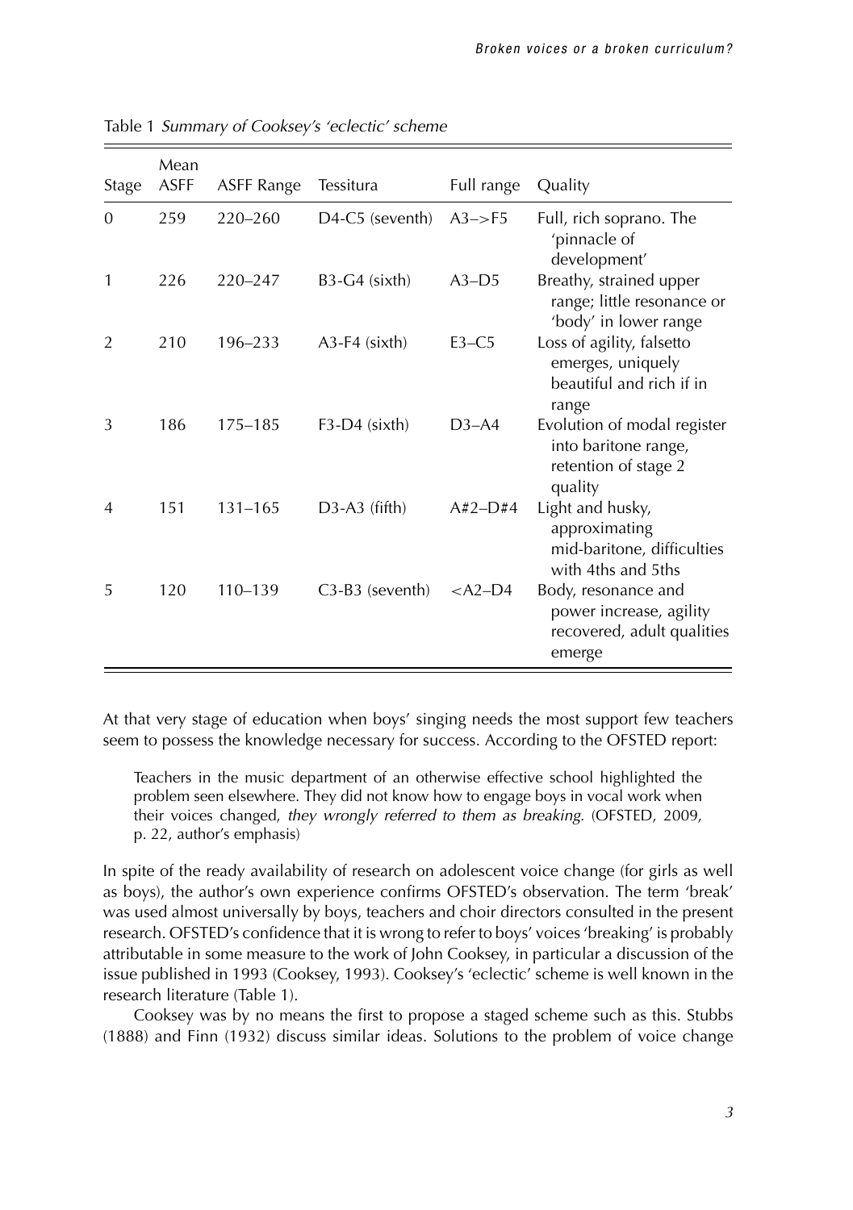Table 1 *Summary of Cooksey's 'eclectic' scheme*

| Stage | Mean ASFF | ASFF Range | Tessitura | Full range | Quality |
|---|---|---|---|---|---|
| 0 | 259 | 220–260 | D4-C5 (seventh) | A3–>F5 | Full, rich soprano. The 'pinnacle of development' |
| 1 | 226 | 220–247 | B3-G4 (sixth) | A3–D5 | Breathy, strained upper range; little resonance or 'body' in lower range |
| 2 | 210 | 196–233 | A3-F4 (sixth) | E3–C5 | Loss of agility, falsetto emerges, uniquely beautiful and rich if in range |
| 3 | 186 | 175–185 | F3-D4 (sixth) | D3–A4 | Evolution of modal register into baritone range, retention of stage 2 quality |
| 4 | 151 | 131–165 | D3-A3 (fifth) | A#2–D#4 | Light and husky, approximating mid-baritone, difficulties with 4ths and 5ths |
| 5 | 120 | 110–139 | C3-B3 (seventh) | <A2–D4 | Body, resonance and power increase, agility recovered, adult qualities emerge |

At that very stage of education when boys' singing needs the most support few teachers seem to possess the knowledge necessary for success. According to the OFSTED report:

> Teachers in the music department of an otherwise effective school highlighted the problem seen elsewhere. They did not know how to engage boys in vocal work when their voices changed, *they wrongly referred to them as breaking*. (OFSTED, 2009, p. 22, author's emphasis)

In spite of the ready availability of research on adolescent voice change (for girls as well as boys), the author's own experience confirms OFSTED's observation. The term 'break' was used almost universally by boys, teachers and choir directors consulted in the present research. OFSTED's confidence that it is wrong to refer to boys' voices 'breaking' is probably attributable in some measure to the work of John Cooksey, in particular a discussion of the issue published in 1993 (Cooksey, 1993). Cooksey's 'eclectic' scheme is well known in the research literature (Table 1).

Cooksey was by no means the first to propose a staged scheme such as this. Stubbs (1888) and Finn (1932) discuss similar ideas. Solutions to the problem of voice change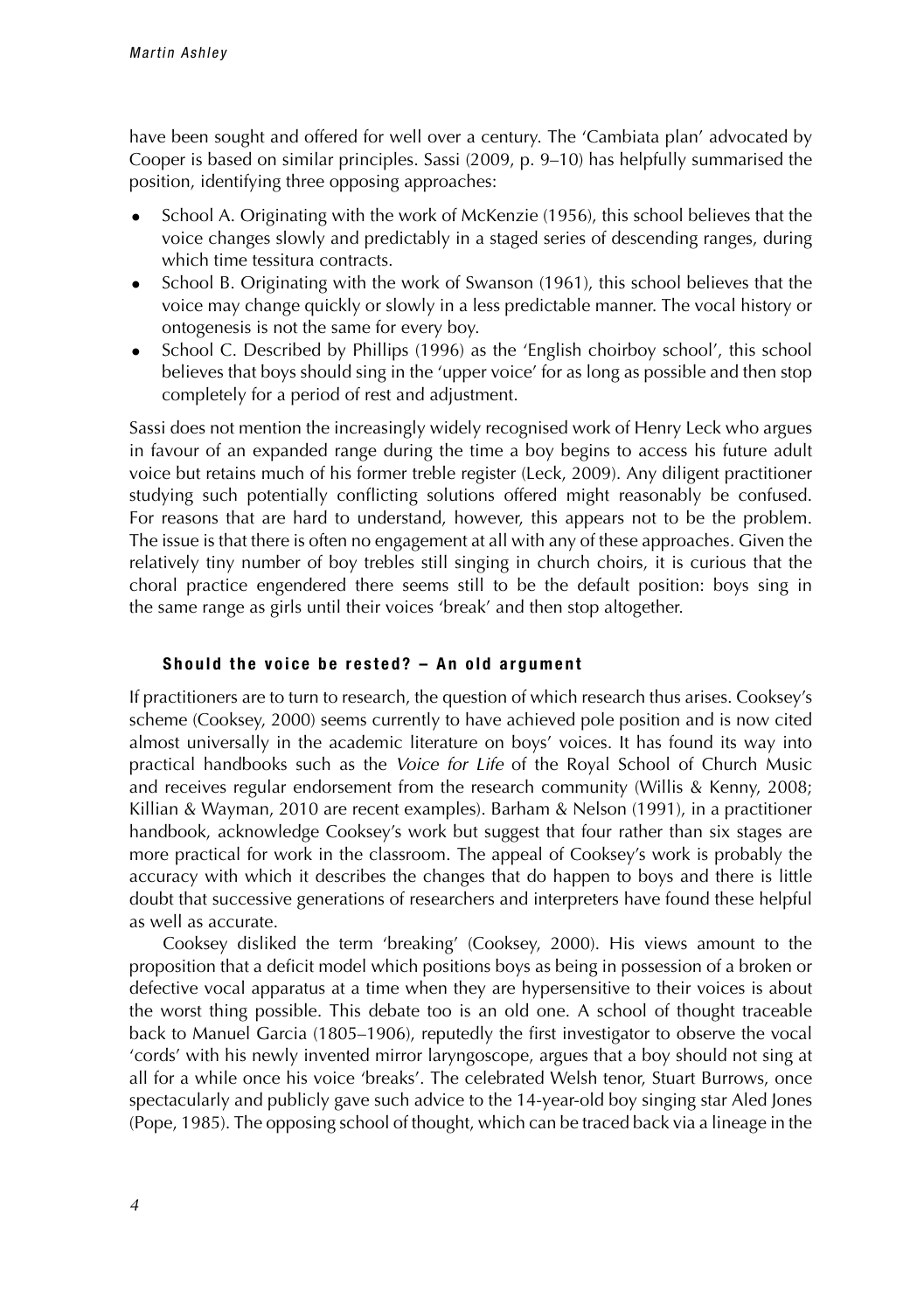have been sought and offered for well over a century. The 'Cambiata plan' advocated by Cooper is based on similar principles. Sassi (2009, p. 9–10) has helpfully summarised the position, identifying three opposing approaches:

- School A. Originating with the work of McKenzie (1956), this school believes that the voice changes slowly and predictably in a staged series of descending ranges, during which time tessitura contracts.
- School B. Originating with the work of Swanson (1961), this school believes that the voice may change quickly or slowly in a less predictable manner. The vocal history or ontogenesis is not the same for every boy.
- School C. Described by Phillips (1996) as the 'English choirboy school', this school believes that boys should sing in the 'upper voice' for as long as possible and then stop completely for a period of rest and adjustment.

Sassi does not mention the increasingly widely recognised work of Henry Leck who argues in favour of an expanded range during the time a boy begins to access his future adult voice but retains much of his former treble register (Leck, 2009). Any diligent practitioner studying such potentially conflicting solutions offered might reasonably be confused. For reasons that are hard to understand, however, this appears not to be the problem. The issue is that there is often no engagement at all with any of these approaches. Given the relatively tiny number of boy trebles still singing in church choirs, it is curious that the choral practice engendered there seems still to be the default position: boys sing in the same range as girls until their voices 'break' and then stop altogether.

### Should the voice be rested? – An old argument

If practitioners are to turn to research, the question of which research thus arises. Cooksey's scheme (Cooksey, 2000) seems currently to have achieved pole position and is now cited almost universally in the academic literature on boys' voices. It has found its way into practical handbooks such as the *Voice for Life* of the Royal School of Church Music and receives regular endorsement from the research community (Willis & Kenny, 2008; Killian & Wayman, 2010 are recent examples). Barham & Nelson (1991), in a practitioner handbook, acknowledge Cooksey's work but suggest that four rather than six stages are more practical for work in the classroom. The appeal of Cooksey's work is probably the accuracy with which it describes the changes that do happen to boys and there is little doubt that successive generations of researchers and interpreters have found these helpful as well as accurate.

Cooksey disliked the term 'breaking' (Cooksey, 2000). His views amount to the proposition that a deficit model which positions boys as being in possession of a broken or defective vocal apparatus at a time when they are hypersensitive to their voices is about the worst thing possible. This debate too is an old one. A school of thought traceable back to Manuel Garcia (1805–1906), reputedly the first investigator to observe the vocal 'cords' with his newly invented mirror laryngoscope, argues that a boy should not sing at all for a while once his voice 'breaks'. The celebrated Welsh tenor, Stuart Burrows, once spectacularly and publicly gave such advice to the 14-year-old boy singing star Aled Jones (Pope, 1985). The opposing school of thought, which can be traced back via a lineage in the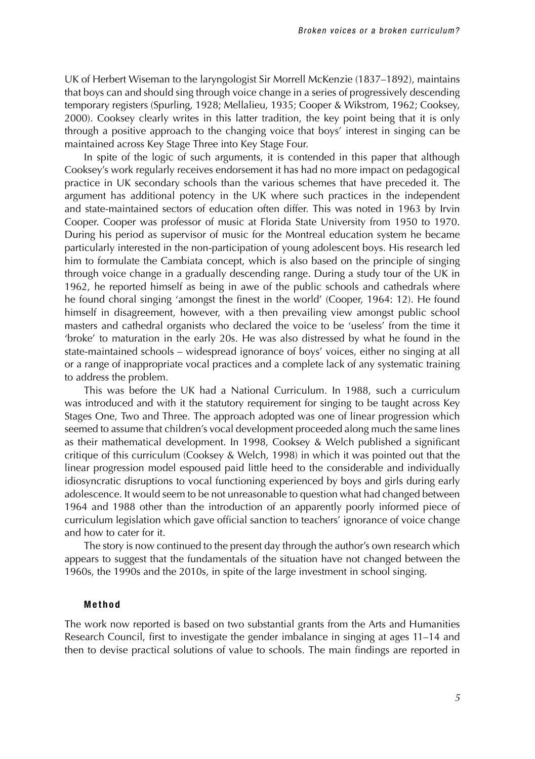UK of Herbert Wiseman to the laryngologist Sir Morrell McKenzie (1837–1892), maintains that boys can and should sing through voice change in a series of progressively descending temporary registers (Spurling, 1928; Mellalieu, 1935; Cooper & Wikstrom, 1962; Cooksey, 2000). Cooksey clearly writes in this latter tradition, the key point being that it is only through a positive approach to the changing voice that boys' interest in singing can be maintained across Key Stage Three into Key Stage Four.

In spite of the logic of such arguments, it is contended in this paper that although Cooksey's work regularly receives endorsement it has had no more impact on pedagogical practice in UK secondary schools than the various schemes that have preceded it. The argument has additional potency in the UK where such practices in the independent and state-maintained sectors of education often differ. This was noted in 1963 by Irvin Cooper. Cooper was professor of music at Florida State University from 1950 to 1970. During his period as supervisor of music for the Montreal education system he became particularly interested in the non-participation of young adolescent boys. His research led him to formulate the Cambiata concept, which is also based on the principle of singing through voice change in a gradually descending range. During a study tour of the UK in 1962, he reported himself as being in awe of the public schools and cathedrals where he found choral singing 'amongst the finest in the world' (Cooper, 1964: 12). He found himself in disagreement, however, with a then prevailing view amongst public school masters and cathedral organists who declared the voice to be 'useless' from the time it 'broke' to maturation in the early 20s. He was also distressed by what he found in the state-maintained schools – widespread ignorance of boys' voices, either no singing at all or a range of inappropriate vocal practices and a complete lack of any systematic training to address the problem.

This was before the UK had a National Curriculum. In 1988, such a curriculum was introduced and with it the statutory requirement for singing to be taught across Key Stages One, Two and Three. The approach adopted was one of linear progression which seemed to assume that children's vocal development proceeded along much the same lines as their mathematical development. In 1998, Cooksey & Welch published a significant critique of this curriculum (Cooksey & Welch, 1998) in which it was pointed out that the linear progression model espoused paid little heed to the considerable and individually idiosyncratic disruptions to vocal functioning experienced by boys and girls during early adolescence. It would seem to be not unreasonable to question what had changed between 1964 and 1988 other than the introduction of an apparently poorly informed piece of curriculum legislation which gave official sanction to teachers' ignorance of voice change and how to cater for it.

The story is now continued to the present day through the author's own research which appears to suggest that the fundamentals of the situation have not changed between the 1960s, the 1990s and the 2010s, in spite of the large investment in school singing.

## Method

The work now reported is based on two substantial grants from the Arts and Humanities Research Council, first to investigate the gender imbalance in singing at ages 11–14 and then to devise practical solutions of value to schools. The main findings are reported in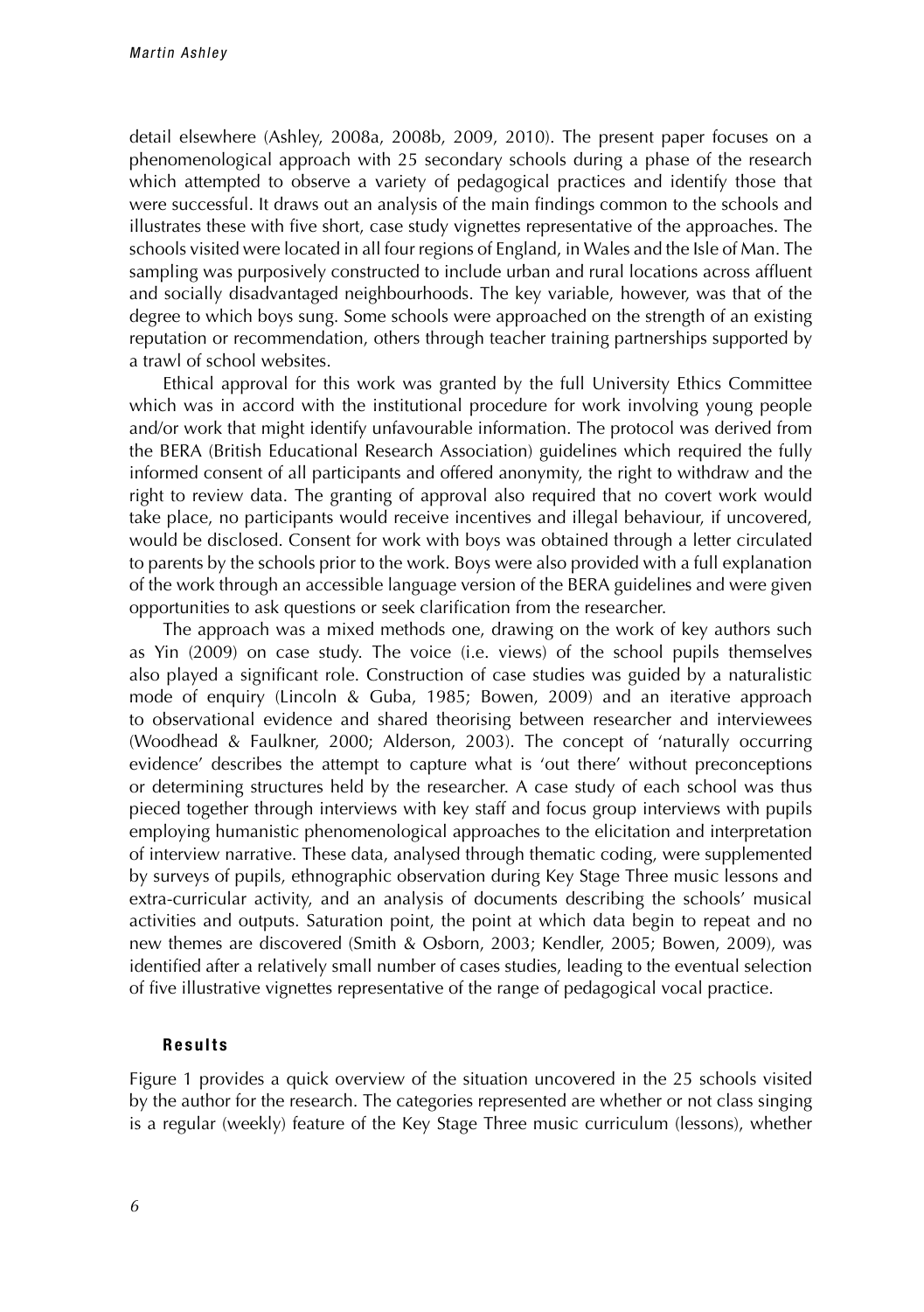detail elsewhere (Ashley, 2008a, 2008b, 2009, 2010). The present paper focuses on a phenomenological approach with 25 secondary schools during a phase of the research which attempted to observe a variety of pedagogical practices and identify those that were successful. It draws out an analysis of the main findings common to the schools and illustrates these with five short, case study vignettes representative of the approaches. The schools visited were located in all four regions of England, in Wales and the Isle of Man. The sampling was purposively constructed to include urban and rural locations across affluent and socially disadvantaged neighbourhoods. The key variable, however, was that of the degree to which boys sung. Some schools were approached on the strength of an existing reputation or recommendation, others through teacher training partnerships supported by a trawl of school websites.

Ethical approval for this work was granted by the full University Ethics Committee which was in accord with the institutional procedure for work involving young people and/or work that might identify unfavourable information. The protocol was derived from the BERA (British Educational Research Association) guidelines which required the fully informed consent of all participants and offered anonymity, the right to withdraw and the right to review data. The granting of approval also required that no covert work would take place, no participants would receive incentives and illegal behaviour, if uncovered, would be disclosed. Consent for work with boys was obtained through a letter circulated to parents by the schools prior to the work. Boys were also provided with a full explanation of the work through an accessible language version of the BERA guidelines and were given opportunities to ask questions or seek clarification from the researcher.

The approach was a mixed methods one, drawing on the work of key authors such as Yin (2009) on case study. The voice (i.e. views) of the school pupils themselves also played a significant role. Construction of case studies was guided by a naturalistic mode of enquiry (Lincoln & Guba, 1985; Bowen, 2009) and an iterative approach to observational evidence and shared theorising between researcher and interviewees (Woodhead & Faulkner, 2000; Alderson, 2003). The concept of 'naturally occurring evidence' describes the attempt to capture what is 'out there' without preconceptions or determining structures held by the researcher. A case study of each school was thus pieced together through interviews with key staff and focus group interviews with pupils employing humanistic phenomenological approaches to the elicitation and interpretation of interview narrative. These data, analysed through thematic coding, were supplemented by surveys of pupils, ethnographic observation during Key Stage Three music lessons and extra-curricular activity, and an analysis of documents describing the schools' musical activities and outputs. Saturation point, the point at which data begin to repeat and no new themes are discovered (Smith & Osborn, 2003; Kendler, 2005; Bowen, 2009), was identified after a relatively small number of cases studies, leading to the eventual selection of five illustrative vignettes representative of the range of pedagogical vocal practice.

## Results

Figure 1 provides a quick overview of the situation uncovered in the 25 schools visited by the author for the research. The categories represented are whether or not class singing is a regular (weekly) feature of the Key Stage Three music curriculum (lessons), whether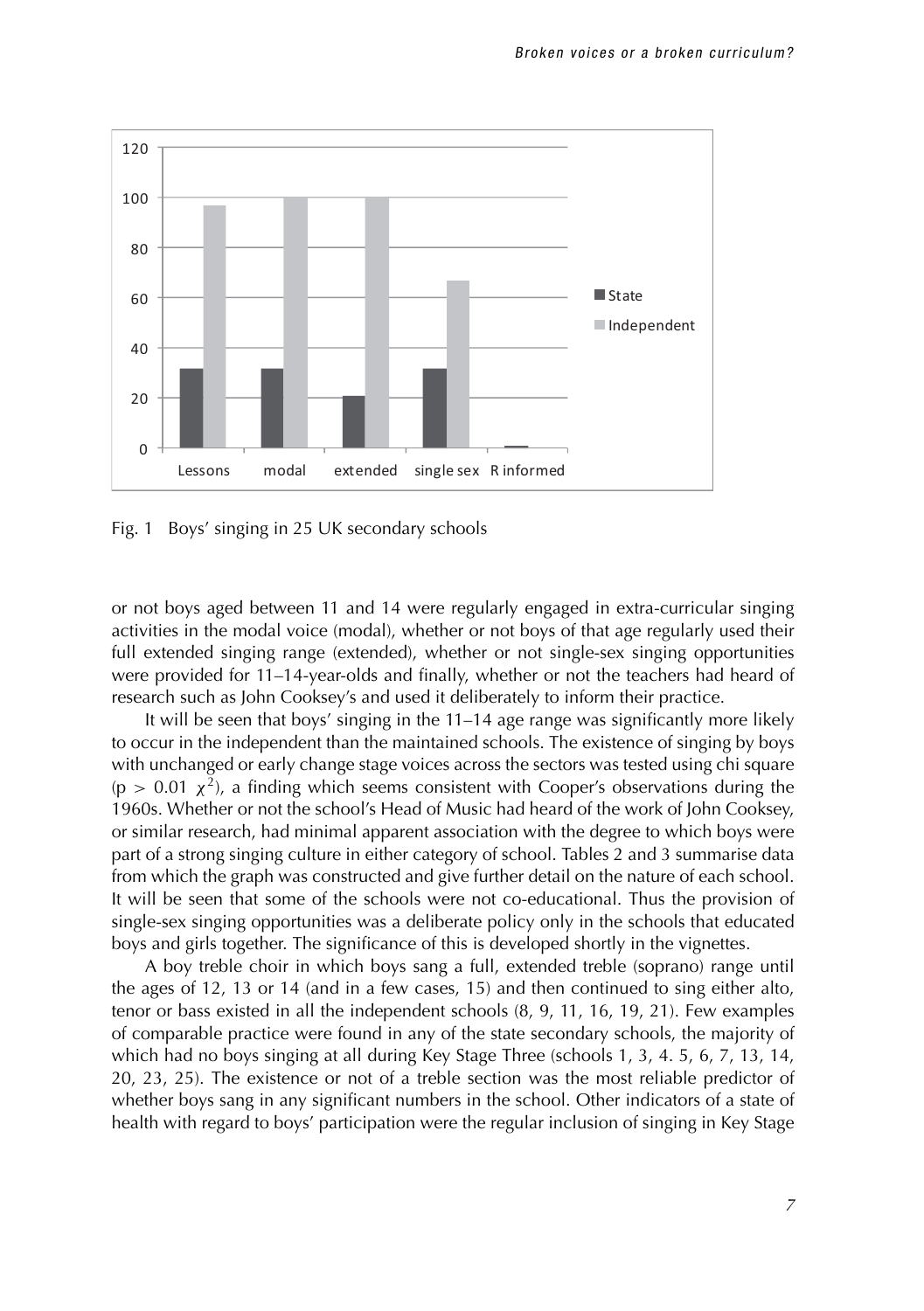120
100
80
60
40
20
0

Lessons modal extended single sex R informed

State
Independent

Fig. 1 Boys' singing in 25 UK secondary schools

or not boys aged between 11 and 14 were regularly engaged in extra-curricular singing activities in the modal voice (modal), whether or not boys of that age regularly used their full extended singing range (extended), whether or not single-sex singing opportunities were provided for 11–14-year-olds and finally, whether or not the teachers had heard of research such as John Cooksey's and used it deliberately to inform their practice.

It will be seen that boys' singing in the 11–14 age range was significantly more likely to occur in the independent than the maintained schools. The existence of singing by boys with unchanged or early change stage voices across the sectors was tested using chi square ($p > 0.01$ $\chi^2$), a finding which seems consistent with Cooper's observations during the 1960s. Whether or not the school's Head of Music had heard of the work of John Cooksey, or similar research, had minimal apparent association with the degree to which boys were part of a strong singing culture in either category of school. Tables 2 and 3 summarise data from which the graph was constructed and give further detail on the nature of each school. It will be seen that some of the schools were not co-educational. Thus the provision of single-sex singing opportunities was a deliberate policy only in the schools that educated boys and girls together. The significance of this is developed shortly in the vignettes.

A boy treble choir in which boys sang a full, extended treble (soprano) range until the ages of 12, 13 or 14 (and in a few cases, 15) and then continued to sing either alto, tenor or bass existed in all the independent schools (8, 9, 11, 16, 19, 21). Few examples of comparable practice were found in any of the state secondary schools, the majority of which had no boys singing at all during Key Stage Three (schools 1, 3, 4. 5, 6, 7, 13, 14, 20, 23, 25). The existence or not of a treble section was the most reliable predictor of whether boys sang in any significant numbers in the school. Other indicators of a state of health with regard to boys' participation were the regular inclusion of singing in Key Stage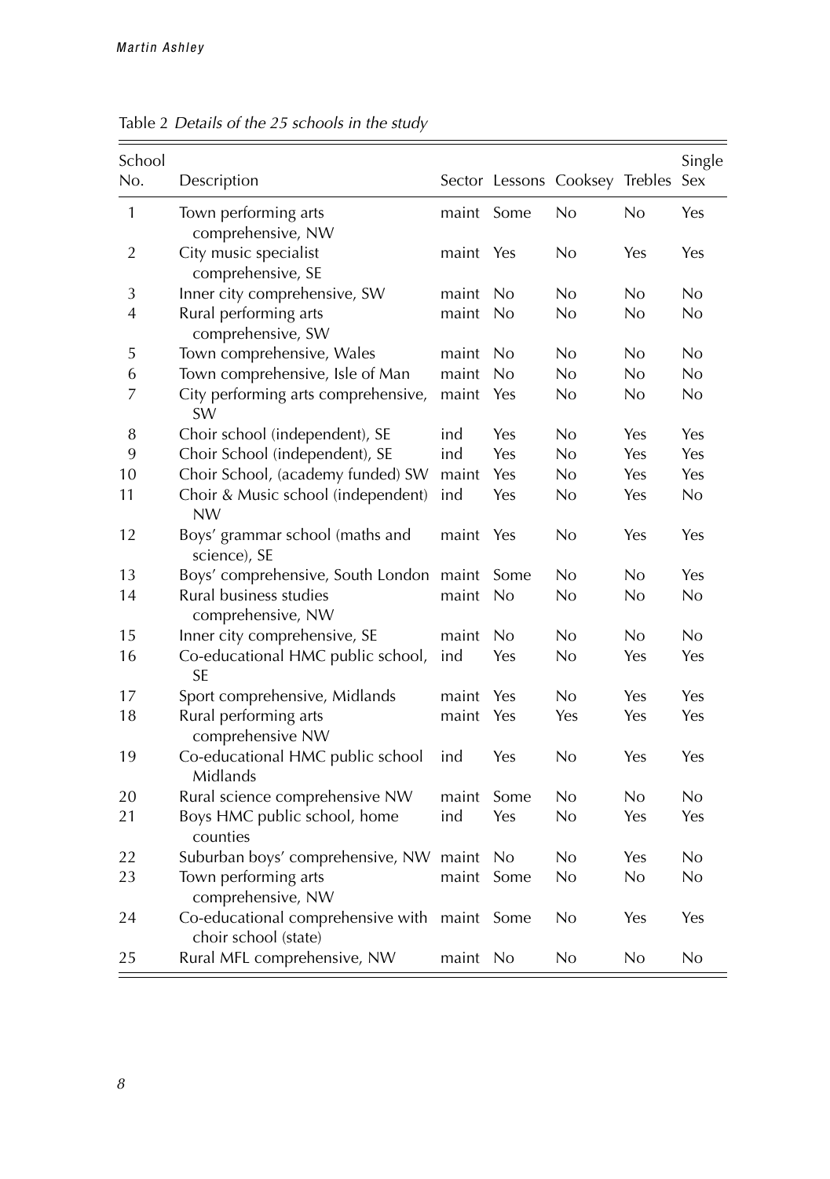Table 2 *Details of the 25 schools in the study*

| School No. | Description | Sector | Lessons | Cooksey | Trebles | Single Sex |
|---|---|---|---|---|---|---|
| 1 | Town performing arts comprehensive, NW | maint | Some | No | No | Yes |
| 2 | City music specialist comprehensive, SE | maint | Yes | No | Yes | Yes |
| 3 | Inner city comprehensive, SW | maint | No | No | No | No |
| 4 | Rural performing arts comprehensive, SW | maint | No | No | No | No |
| 5 | Town comprehensive, Wales | maint | No | No | No | No |
| 6 | Town comprehensive, Isle of Man | maint | No | No | No | No |
| 7 | City performing arts comprehensive, SW | maint | Yes | No | No | No |
| 8 | Choir school (independent), SE | ind | Yes | No | Yes | Yes |
| 9 | Choir School (independent), SE | ind | Yes | No | Yes | Yes |
| 10 | Choir School, (academy funded) SW | maint | Yes | No | Yes | Yes |
| 11 | Choir & Music school (independent) NW | ind | Yes | No | Yes | No |
| 12 | Boys' grammar school (maths and science), SE | maint | Yes | No | Yes | Yes |
| 13 | Boys' comprehensive, South London | maint | Some | No | No | Yes |
| 14 | Rural business studies comprehensive, NW | maint | No | No | No | No |
| 15 | Inner city comprehensive, SE | maint | No | No | No | No |
| 16 | Co-educational HMC public school, SE | ind | Yes | No | Yes | Yes |
| 17 | Sport comprehensive, Midlands | maint | Yes | No | Yes | Yes |
| 18 | Rural performing arts comprehensive NW | maint | Yes | Yes | Yes | Yes |
| 19 | Co-educational HMC public school Midlands | ind | Yes | No | Yes | Yes |
| 20 | Rural science comprehensive NW | maint | Some | No | No | No |
| 21 | Boys HMC public school, home counties | ind | Yes | No | Yes | Yes |
| 22 | Suburban boys' comprehensive, NW | maint | No | No | Yes | No |
| 23 | Town performing arts comprehensive, NW | maint | Some | No | No | No |
| 24 | Co-educational comprehensive with choir school (state) | maint | Some | No | Yes | Yes |
| 25 | Rural MFL comprehensive, NW | maint | No | No | No | No |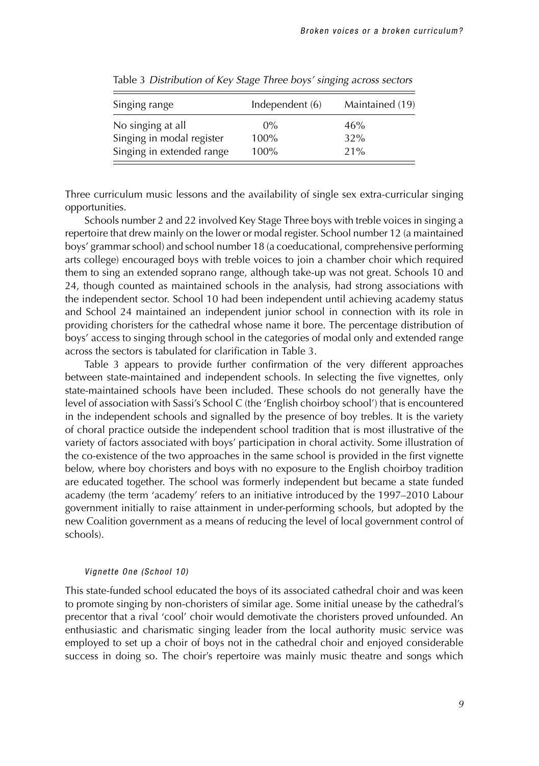Table 3 *Distribution of Key Stage Three boys' singing across sectors*

| Singing range | Independent (6) | Maintained (19) |
|---|---|---|
| No singing at all | 0% | 46% |
| Singing in modal register | 100% | 32% |
| Singing in extended range | 100% | 21% |

Three curriculum music lessons and the availability of single sex extra-curricular singing opportunities.

Schools number 2 and 22 involved Key Stage Three boys with treble voices in singing a repertoire that drew mainly on the lower or modal register. School number 12 (a maintained boys' grammar school) and school number 18 (a coeducational, comprehensive performing arts college) encouraged boys with treble voices to join a chamber choir which required them to sing an extended soprano range, although take-up was not great. Schools 10 and 24, though counted as maintained schools in the analysis, had strong associations with the independent sector. School 10 had been independent until achieving academy status and School 24 maintained an independent junior school in connection with its role in providing choristers for the cathedral whose name it bore. The percentage distribution of boys' access to singing through school in the categories of modal only and extended range across the sectors is tabulated for clarification in Table 3.

Table 3 appears to provide further confirmation of the very different approaches between state-maintained and independent schools. In selecting the five vignettes, only state-maintained schools have been included. These schools do not generally have the level of association with Sassi's School C (the 'English choirboy school') that is encountered in the independent schools and signalled by the presence of boy trebles. It is the variety of choral practice outside the independent school tradition that is most illustrative of the variety of factors associated with boys' participation in choral activity. Some illustration of the co-existence of the two approaches in the same school is provided in the first vignette below, where boy choristers and boys with no exposure to the English choirboy tradition are educated together. The school was formerly independent but became a state funded academy (the term 'academy' refers to an initiative introduced by the 1997–2010 Labour government initially to raise attainment in under-performing schools, but adopted by the new Coalition government as a means of reducing the level of local government control of schools).

#### *Vignette One (School 10)*

This state-funded school educated the boys of its associated cathedral choir and was keen to promote singing by non-choristers of similar age. Some initial unease by the cathedral's precentor that a rival 'cool' choir would demotivate the choristers proved unfounded. An enthusiastic and charismatic singing leader from the local authority music service was employed to set up a choir of boys not in the cathedral choir and enjoyed considerable success in doing so. The choir's repertoire was mainly music theatre and songs which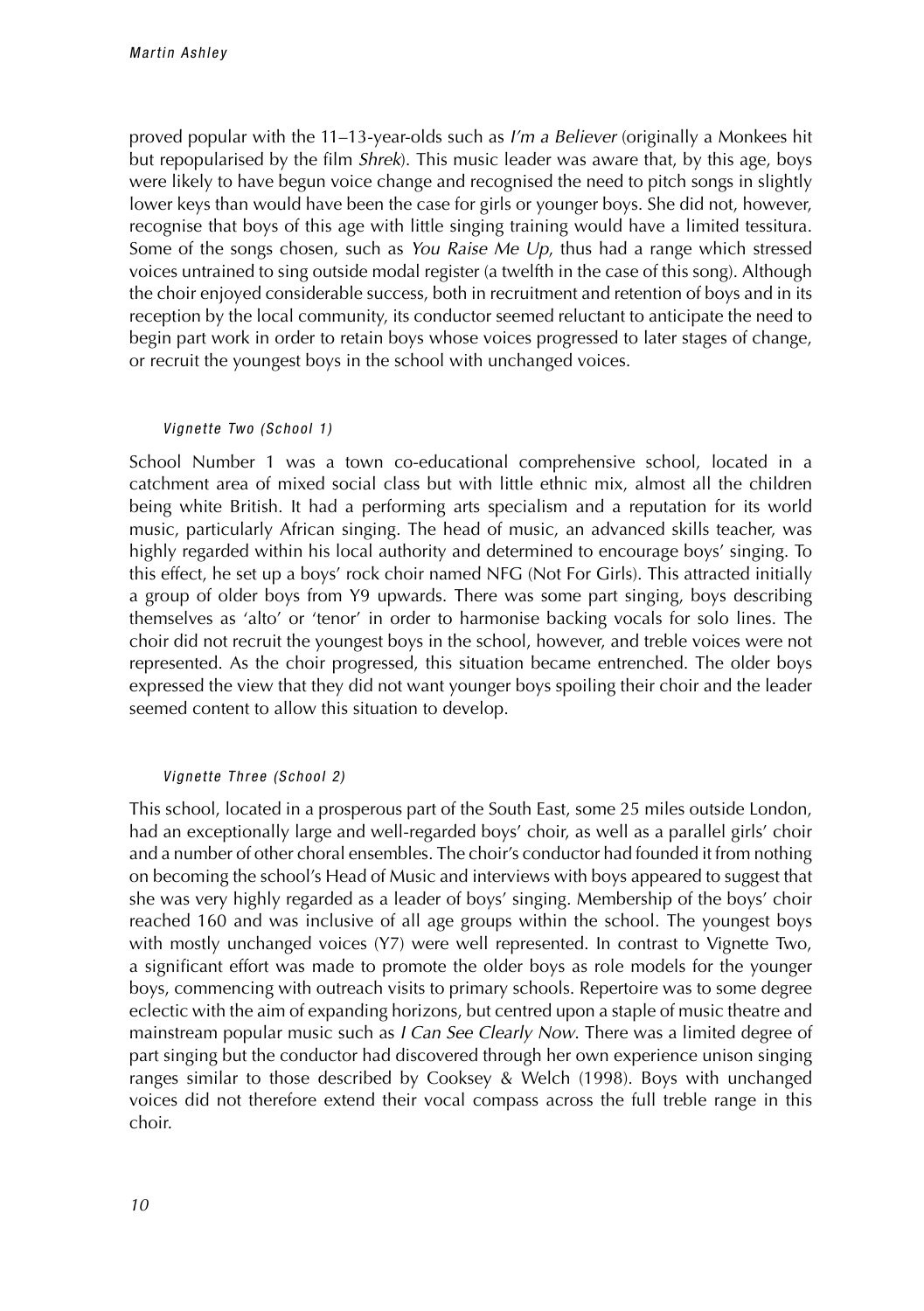proved popular with the 11–13-year-olds such as *I'm a Believer* (originally a Monkees hit but repopularised by the film *Shrek*). This music leader was aware that, by this age, boys were likely to have begun voice change and recognised the need to pitch songs in slightly lower keys than would have been the case for girls or younger boys. She did not, however, recognise that boys of this age with little singing training would have a limited tessitura. Some of the songs chosen, such as *You Raise Me Up*, thus had a range which stressed voices untrained to sing outside modal register (a twelfth in the case of this song). Although the choir enjoyed considerable success, both in recruitment and retention of boys and in its reception by the local community, its conductor seemed reluctant to anticipate the need to begin part work in order to retain boys whose voices progressed to later stages of change, or recruit the youngest boys in the school with unchanged voices.

#### *Vignette Two (School 1)*

School Number 1 was a town co-educational comprehensive school, located in a catchment area of mixed social class but with little ethnic mix, almost all the children being white British. It had a performing arts specialism and a reputation for its world music, particularly African singing. The head of music, an advanced skills teacher, was highly regarded within his local authority and determined to encourage boys' singing. To this effect, he set up a boys' rock choir named NFG (Not For Girls). This attracted initially a group of older boys from Y9 upwards. There was some part singing, boys describing themselves as 'alto' or 'tenor' in order to harmonise backing vocals for solo lines. The choir did not recruit the youngest boys in the school, however, and treble voices were not represented. As the choir progressed, this situation became entrenched. The older boys expressed the view that they did not want younger boys spoiling their choir and the leader seemed content to allow this situation to develop.

#### *Vignette Three (School 2)*

This school, located in a prosperous part of the South East, some 25 miles outside London, had an exceptionally large and well-regarded boys' choir, as well as a parallel girls' choir and a number of other choral ensembles. The choir's conductor had founded it from nothing on becoming the school's Head of Music and interviews with boys appeared to suggest that she was very highly regarded as a leader of boys' singing. Membership of the boys' choir reached 160 and was inclusive of all age groups within the school. The youngest boys with mostly unchanged voices (Y7) were well represented. In contrast to Vignette Two, a significant effort was made to promote the older boys as role models for the younger boys, commencing with outreach visits to primary schools. Repertoire was to some degree eclectic with the aim of expanding horizons, but centred upon a staple of music theatre and mainstream popular music such as *I Can See Clearly Now*. There was a limited degree of part singing but the conductor had discovered through her own experience unison singing ranges similar to those described by Cooksey & Welch (1998). Boys with unchanged voices did not therefore extend their vocal compass across the full treble range in this choir.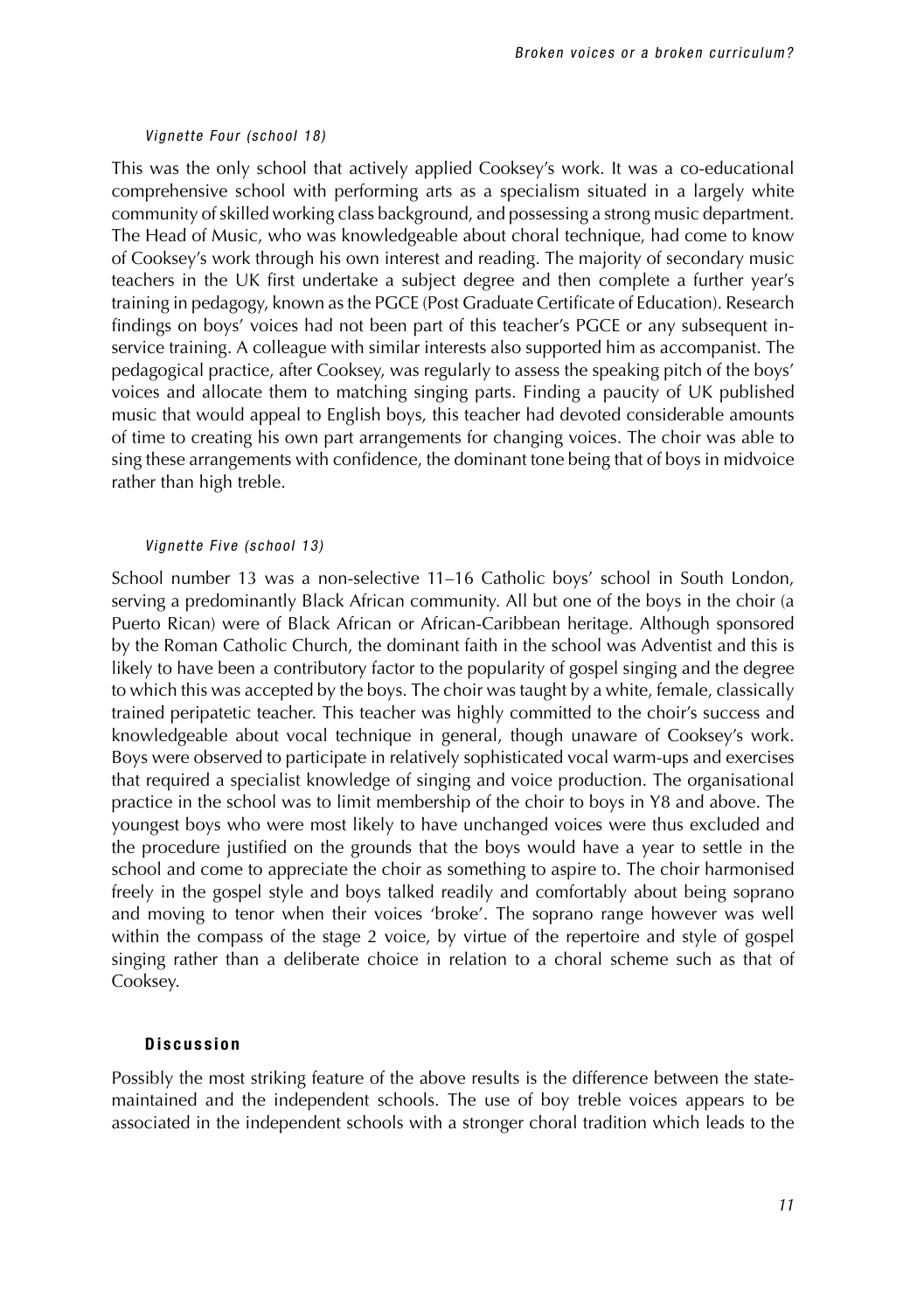*Vignette Four (school 18)*

This was the only school that actively applied Cooksey's work. It was a co-educational comprehensive school with performing arts as a specialism situated in a largely white community of skilled working class background, and possessing a strong music department. The Head of Music, who was knowledgeable about choral technique, had come to know of Cooksey's work through his own interest and reading. The majority of secondary music teachers in the UK first undertake a subject degree and then complete a further year's training in pedagogy, known as the PGCE (Post Graduate Certificate of Education). Research findings on boys' voices had not been part of this teacher's PGCE or any subsequent in-service training. A colleague with similar interests also supported him as accompanist. The pedagogical practice, after Cooksey, was regularly to assess the speaking pitch of the boys' voices and allocate them to matching singing parts. Finding a paucity of UK published music that would appeal to English boys, this teacher had devoted considerable amounts of time to creating his own part arrangements for changing voices. The choir was able to sing these arrangements with confidence, the dominant tone being that of boys in midvoice rather than high treble.

*Vignette Five (school 13)*

School number 13 was a non-selective 11–16 Catholic boys' school in South London, serving a predominantly Black African community. All but one of the boys in the choir (a Puerto Rican) were of Black African or African-Caribbean heritage. Although sponsored by the Roman Catholic Church, the dominant faith in the school was Adventist and this is likely to have been a contributory factor to the popularity of gospel singing and the degree to which this was accepted by the boys. The choir was taught by a white, female, classically trained peripatetic teacher. This teacher was highly committed to the choir's success and knowledgeable about vocal technique in general, though unaware of Cooksey's work. Boys were observed to participate in relatively sophisticated vocal warm-ups and exercises that required a specialist knowledge of singing and voice production. The organisational practice in the school was to limit membership of the choir to boys in Y8 and above. The youngest boys who were most likely to have unchanged voices were thus excluded and the procedure justified on the grounds that the boys would have a year to settle in the school and come to appreciate the choir as something to aspire to. The choir harmonised freely in the gospel style and boys talked readily and comfortably about being soprano and moving to tenor when their voices 'broke'. The soprano range however was well within the compass of the stage 2 voice, by virtue of the repertoire and style of gospel singing rather than a deliberate choice in relation to a choral scheme such as that of Cooksey.

## Discussion

Possibly the most striking feature of the above results is the difference between the state-maintained and the independent schools. The use of boy treble voices appears to be associated in the independent schools with a stronger choral tradition which leads to the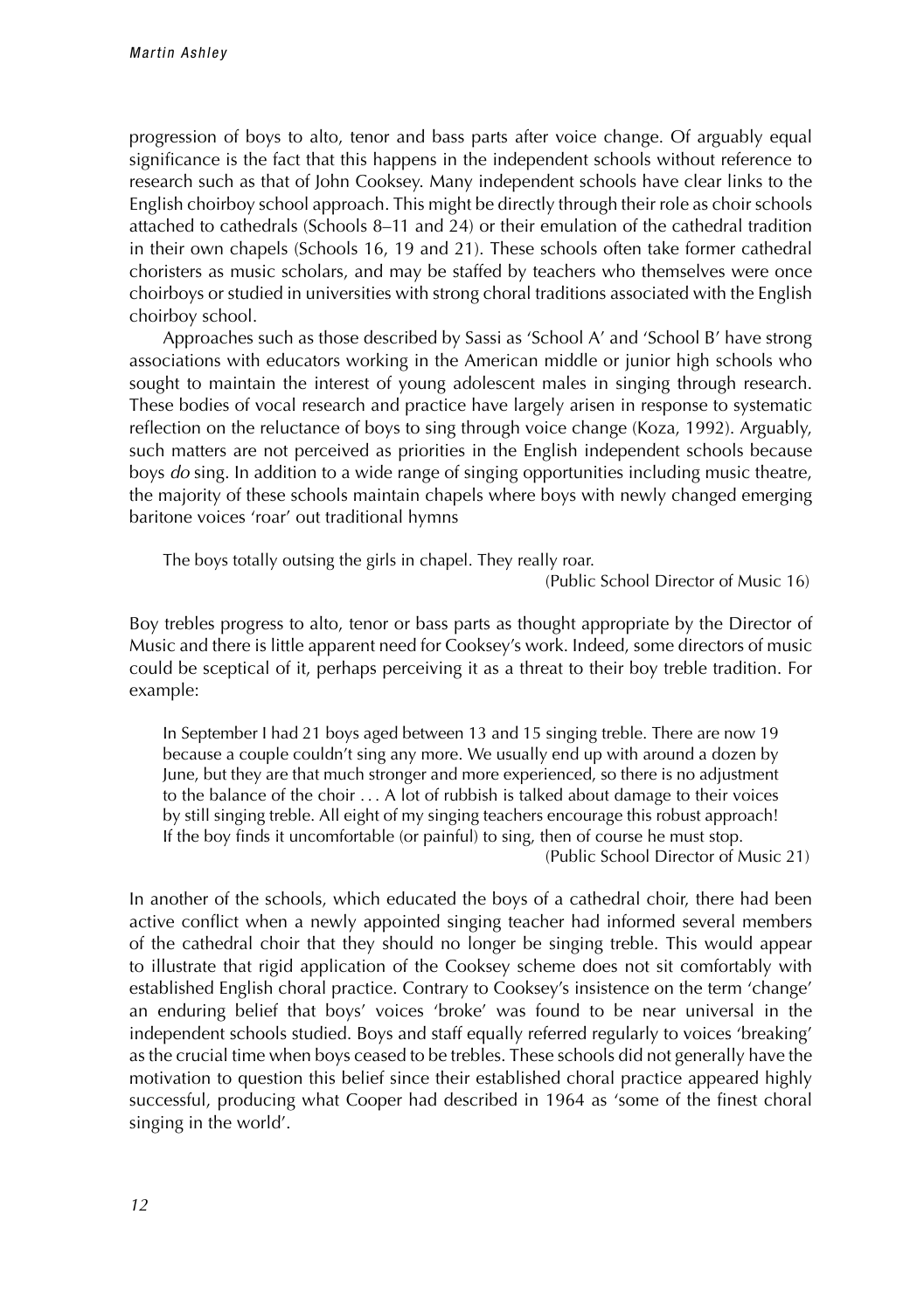progression of boys to alto, tenor and bass parts after voice change. Of arguably equal significance is the fact that this happens in the independent schools without reference to research such as that of John Cooksey. Many independent schools have clear links to the English choirboy school approach. This might be directly through their role as choir schools attached to cathedrals (Schools 8–11 and 24) or their emulation of the cathedral tradition in their own chapels (Schools 16, 19 and 21). These schools often take former cathedral choristers as music scholars, and may be staffed by teachers who themselves were once choirboys or studied in universities with strong choral traditions associated with the English choirboy school.

Approaches such as those described by Sassi as 'School A' and 'School B' have strong associations with educators working in the American middle or junior high schools who sought to maintain the interest of young adolescent males in singing through research. These bodies of vocal research and practice have largely arisen in response to systematic reflection on the reluctance of boys to sing through voice change (Koza, 1992). Arguably, such matters are not perceived as priorities in the English independent schools because boys *do* sing. In addition to a wide range of singing opportunities including music theatre, the majority of these schools maintain chapels where boys with newly changed emerging baritone voices 'roar' out traditional hymns

> The boys totally outsing the girls in chapel. They really roar.
>
> (Public School Director of Music 16)

Boy trebles progress to alto, tenor or bass parts as thought appropriate by the Director of Music and there is little apparent need for Cooksey's work. Indeed, some directors of music could be sceptical of it, perhaps perceiving it as a threat to their boy treble tradition. For example:

> In September I had 21 boys aged between 13 and 15 singing treble. There are now 19 because a couple couldn't sing any more. We usually end up with around a dozen by June, but they are that much stronger and more experienced, so there is no adjustment to the balance of the choir . . . A lot of rubbish is talked about damage to their voices by still singing treble. All eight of my singing teachers encourage this robust approach! If the boy finds it uncomfortable (or painful) to sing, then of course he must stop.
>
> (Public School Director of Music 21)

In another of the schools, which educated the boys of a cathedral choir, there had been active conflict when a newly appointed singing teacher had informed several members of the cathedral choir that they should no longer be singing treble. This would appear to illustrate that rigid application of the Cooksey scheme does not sit comfortably with established English choral practice. Contrary to Cooksey's insistence on the term 'change' an enduring belief that boys' voices 'broke' was found to be near universal in the independent schools studied. Boys and staff equally referred regularly to voices 'breaking' as the crucial time when boys ceased to be trebles. These schools did not generally have the motivation to question this belief since their established choral practice appeared highly successful, producing what Cooper had described in 1964 as 'some of the finest choral singing in the world'.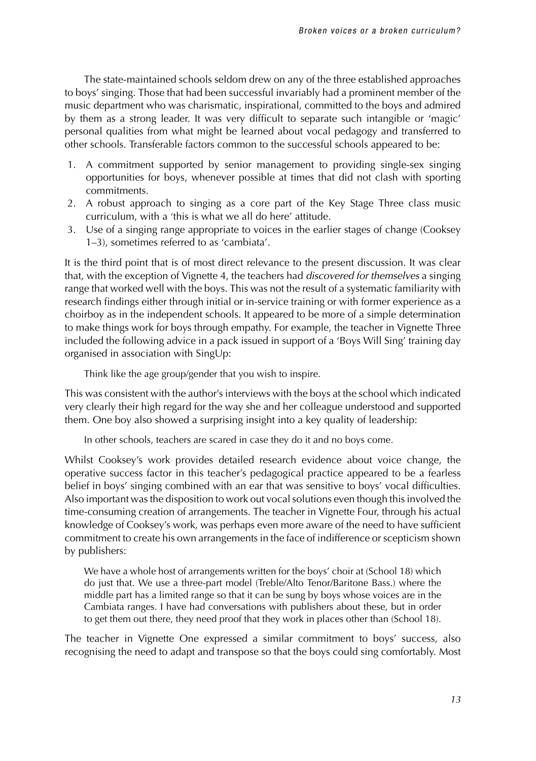The state-maintained schools seldom drew on any of the three established approaches to boys' singing. Those that had been successful invariably had a prominent member of the music department who was charismatic, inspirational, committed to the boys and admired by them as a strong leader. It was very difficult to separate such intangible or 'magic' personal qualities from what might be learned about vocal pedagogy and transferred to other schools. Transferable factors common to the successful schools appeared to be:

1. A commitment supported by senior management to providing single-sex singing opportunities for boys, whenever possible at times that did not clash with sporting commitments.
2. A robust approach to singing as a core part of the Key Stage Three class music curriculum, with a 'this is what we all do here' attitude.
3. Use of a singing range appropriate to voices in the earlier stages of change (Cooksey 1–3), sometimes referred to as 'cambiata'.

It is the third point that is of most direct relevance to the present discussion. It was clear that, with the exception of Vignette 4, the teachers had *discovered for themselves* a singing range that worked well with the boys. This was not the result of a systematic familiarity with research findings either through initial or in-service training or with former experience as a choirboy as in the independent schools. It appeared to be more of a simple determination to make things work for boys through empathy. For example, the teacher in Vignette Three included the following advice in a pack issued in support of a 'Boys Will Sing' training day organised in association with SingUp:

> Think like the age group/gender that you wish to inspire.

This was consistent with the author's interviews with the boys at the school which indicated very clearly their high regard for the way she and her colleague understood and supported them. One boy also showed a surprising insight into a key quality of leadership:

> In other schools, teachers are scared in case they do it and no boys come.

Whilst Cooksey's work provides detailed research evidence about voice change, the operative success factor in this teacher's pedagogical practice appeared to be a fearless belief in boys' singing combined with an ear that was sensitive to boys' vocal difficulties. Also important was the disposition to work out vocal solutions even though this involved the time-consuming creation of arrangements. The teacher in Vignette Four, through his actual knowledge of Cooksey's work, was perhaps even more aware of the need to have sufficient commitment to create his own arrangements in the face of indifference or scepticism shown by publishers:

> We have a whole host of arrangements written for the boys' choir at (School 18) which do just that. We use a three-part model (Treble/Alto Tenor/Baritone Bass.) where the middle part has a limited range so that it can be sung by boys whose voices are in the Cambiata ranges. I have had conversations with publishers about these, but in order to get them out there, they need proof that they work in places other than (School 18).

The teacher in Vignette One expressed a similar commitment to boys' success, also recognising the need to adapt and transpose so that the boys could sing comfortably. Most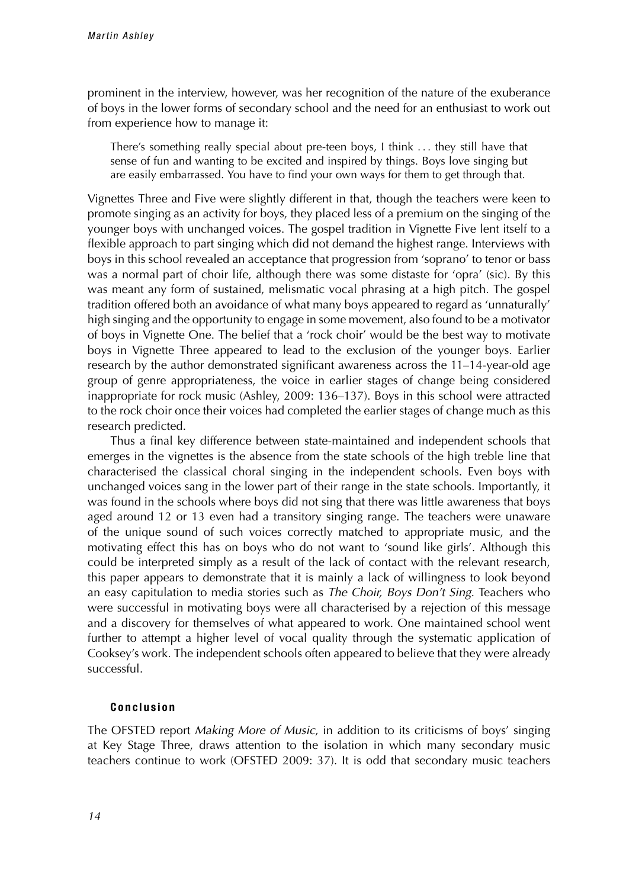prominent in the interview, however, was her recognition of the nature of the exuberance of boys in the lower forms of secondary school and the need for an enthusiast to work out from experience how to manage it:

> There's something really special about pre-teen boys, I think . . . they still have that sense of fun and wanting to be excited and inspired by things. Boys love singing but are easily embarrassed. You have to find your own ways for them to get through that.

Vignettes Three and Five were slightly different in that, though the teachers were keen to promote singing as an activity for boys, they placed less of a premium on the singing of the younger boys with unchanged voices. The gospel tradition in Vignette Five lent itself to a flexible approach to part singing which did not demand the highest range. Interviews with boys in this school revealed an acceptance that progression from 'soprano' to tenor or bass was a normal part of choir life, although there was some distaste for 'opra' (sic). By this was meant any form of sustained, melismatic vocal phrasing at a high pitch. The gospel tradition offered both an avoidance of what many boys appeared to regard as 'unnaturally' high singing and the opportunity to engage in some movement, also found to be a motivator of boys in Vignette One. The belief that a 'rock choir' would be the best way to motivate boys in Vignette Three appeared to lead to the exclusion of the younger boys. Earlier research by the author demonstrated significant awareness across the 11–14-year-old age group of genre appropriateness, the voice in earlier stages of change being considered inappropriate for rock music (Ashley, 2009: 136–137). Boys in this school were attracted to the rock choir once their voices had completed the earlier stages of change much as this research predicted.

Thus a final key difference between state-maintained and independent schools that emerges in the vignettes is the absence from the state schools of the high treble line that characterised the classical choral singing in the independent schools. Even boys with unchanged voices sang in the lower part of their range in the state schools. Importantly, it was found in the schools where boys did not sing that there was little awareness that boys aged around 12 or 13 even had a transitory singing range. The teachers were unaware of the unique sound of such voices correctly matched to appropriate music, and the motivating effect this has on boys who do not want to 'sound like girls'. Although this could be interpreted simply as a result of the lack of contact with the relevant research, this paper appears to demonstrate that it is mainly a lack of willingness to look beyond an easy capitulation to media stories such as *The Choir, Boys Don't Sing.* Teachers who were successful in motivating boys were all characterised by a rejection of this message and a discovery for themselves of what appeared to work. One maintained school went further to attempt a higher level of vocal quality through the systematic application of Cooksey's work. The independent schools often appeared to believe that they were already successful.

## Conclusion

The OFSTED report *Making More of Music*, in addition to its criticisms of boys' singing at Key Stage Three, draws attention to the isolation in which many secondary music teachers continue to work (OFSTED 2009: 37). It is odd that secondary music teachers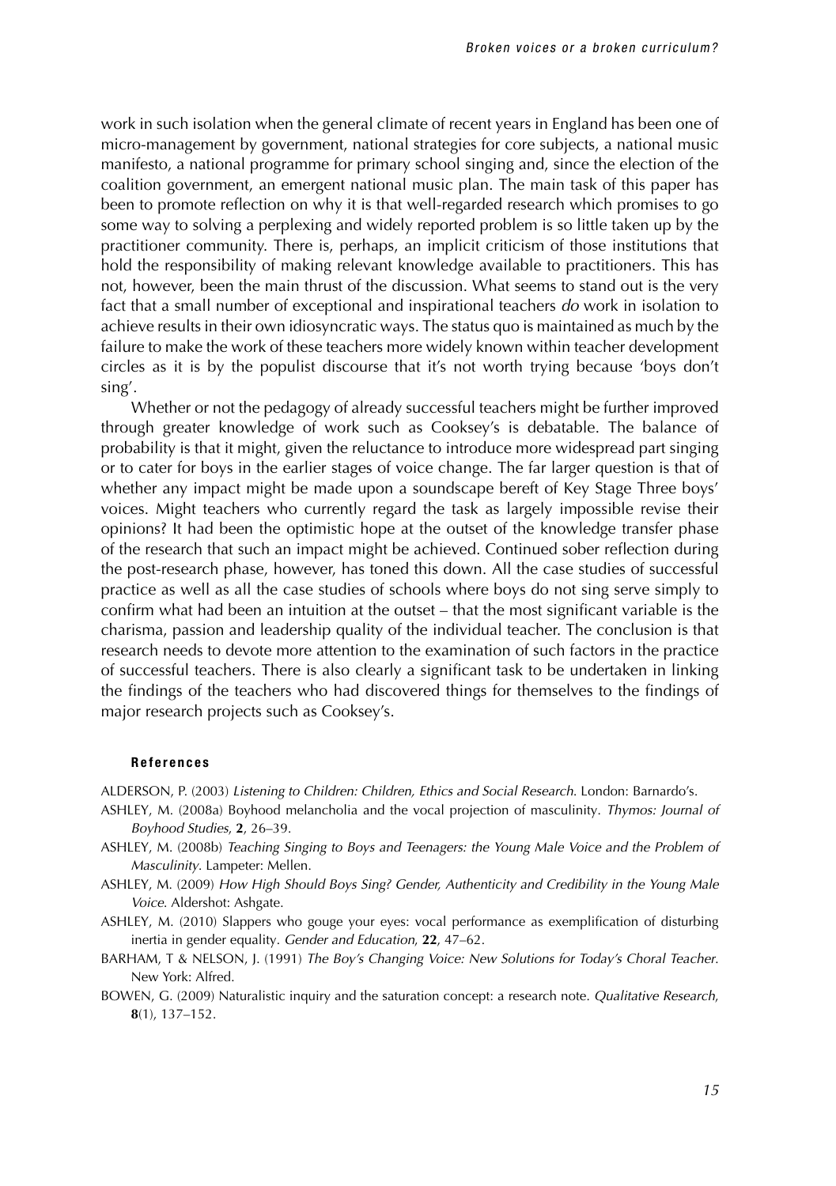work in such isolation when the general climate of recent years in England has been one of micro-management by government, national strategies for core subjects, a national music manifesto, a national programme for primary school singing and, since the election of the coalition government, an emergent national music plan. The main task of this paper has been to promote reflection on why it is that well-regarded research which promises to go some way to solving a perplexing and widely reported problem is so little taken up by the practitioner community. There is, perhaps, an implicit criticism of those institutions that hold the responsibility of making relevant knowledge available to practitioners. This has not, however, been the main thrust of the discussion. What seems to stand out is the very fact that a small number of exceptional and inspirational teachers *do* work in isolation to achieve results in their own idiosyncratic ways. The status quo is maintained as much by the failure to make the work of these teachers more widely known within teacher development circles as it is by the populist discourse that it's not worth trying because 'boys don't sing'.

Whether or not the pedagogy of already successful teachers might be further improved through greater knowledge of work such as Cooksey's is debatable. The balance of probability is that it might, given the reluctance to introduce more widespread part singing or to cater for boys in the earlier stages of voice change. The far larger question is that of whether any impact might be made upon a soundscape bereft of Key Stage Three boys' voices. Might teachers who currently regard the task as largely impossible revise their opinions? It had been the optimistic hope at the outset of the knowledge transfer phase of the research that such an impact might be achieved. Continued sober reflection during the post-research phase, however, has toned this down. All the case studies of successful practice as well as all the case studies of schools where boys do not sing serve simply to confirm what had been an intuition at the outset – that the most significant variable is the charisma, passion and leadership quality of the individual teacher. The conclusion is that research needs to devote more attention to the examination of such factors in the practice of successful teachers. There is also clearly a significant task to be undertaken in linking the findings of the teachers who had discovered things for themselves to the findings of major research projects such as Cooksey's.

#### References

ALDERSON, P. (2003) *Listening to Children: Children, Ethics and Social Research*. London: Barnardo's.

ASHLEY, M. (2008a) Boyhood melancholia and the vocal projection of masculinity. *Thymos: Journal of Boyhood Studies*, **2**, 26–39.

ASHLEY, M. (2008b) *Teaching Singing to Boys and Teenagers: the Young Male Voice and the Problem of Masculinity*. Lampeter: Mellen.

ASHLEY, M. (2009) *How High Should Boys Sing? Gender, Authenticity and Credibility in the Young Male Voice*. Aldershot: Ashgate.

ASHLEY, M. (2010) Slappers who gouge your eyes: vocal performance as exemplification of disturbing inertia in gender equality. *Gender and Education*, **22**, 47–62.

BARHAM, T & NELSON, J. (1991) *The Boy's Changing Voice: New Solutions for Today's Choral Teacher*. New York: Alfred.

BOWEN, G. (2009) Naturalistic inquiry and the saturation concept: a research note. *Qualitative Research*, **8**(1), 137–152.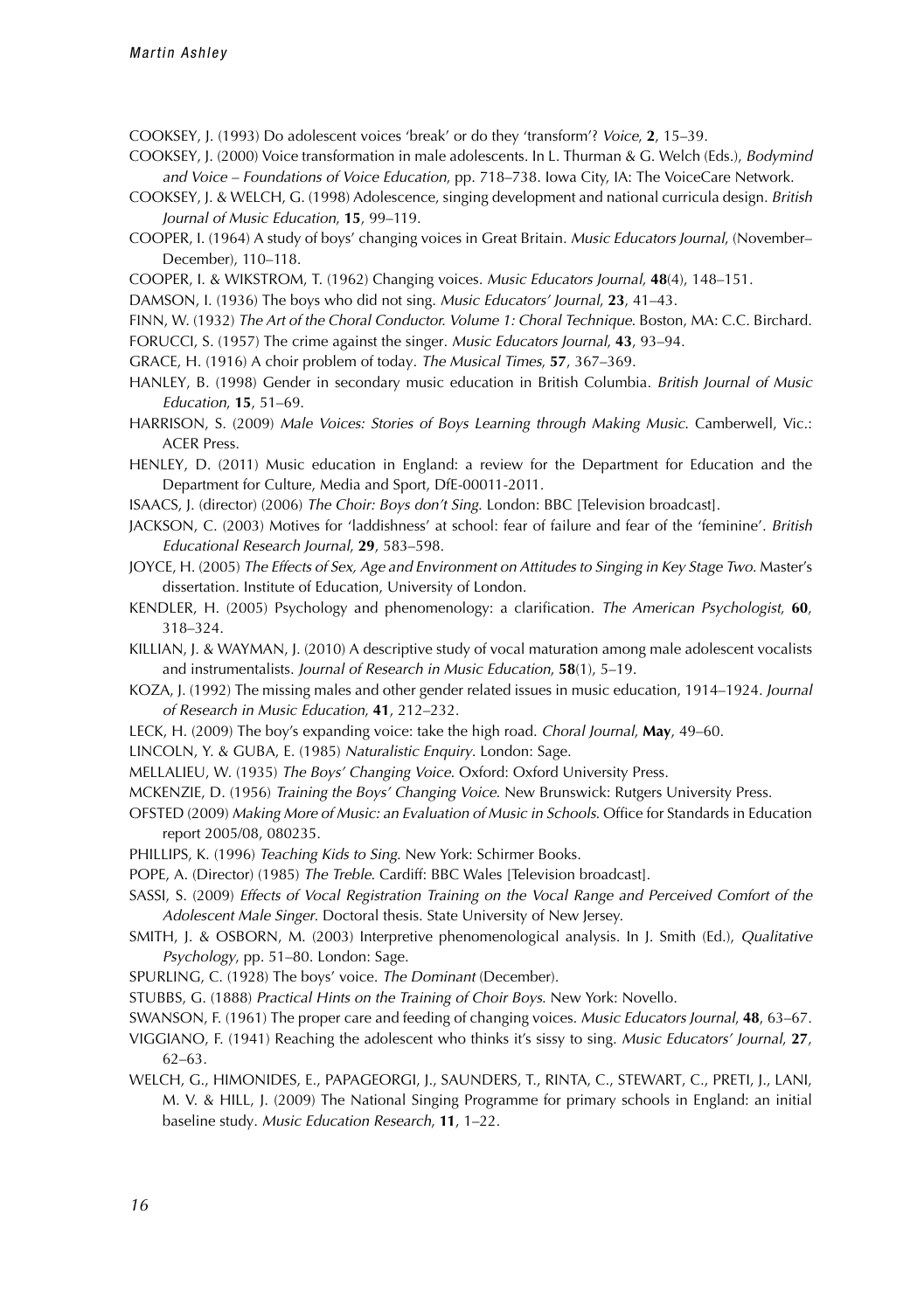COOKSEY, J. (1993) Do adolescent voices 'break' or do they 'transform'? *Voice*, **2**, 15–39.

COOKSEY, J. (2000) Voice transformation in male adolescents. In L. Thurman & G. Welch (Eds.), *Bodymind and Voice – Foundations of Voice Education*, pp. 718–738. Iowa City, IA: The VoiceCare Network.

COOKSEY, J. & WELCH, G. (1998) Adolescence, singing development and national curricula design. *British Journal of Music Education*, **15**, 99–119.

COOPER, I. (1964) A study of boys' changing voices in Great Britain. *Music Educators Journal*, (November–December), 110–118.

COOPER, I. & WIKSTROM, T. (1962) Changing voices. *Music Educators Journal*, **48**(4), 148–151.

DAMSON, I. (1936) The boys who did not sing. *Music Educators' Journal*, **23**, 41–43.

FINN, W. (1932) *The Art of the Choral Conductor. Volume 1: Choral Technique*. Boston, MA: C.C. Birchard.

FORUCCI, S. (1957) The crime against the singer. *Music Educators Journal*, **43**, 93–94.

GRACE, H. (1916) A choir problem of today. *The Musical Times*, **57**, 367–369.

HANLEY, B. (1998) Gender in secondary music education in British Columbia. *British Journal of Music Education*, **15**, 51–69.

HARRISON, S. (2009) *Male Voices: Stories of Boys Learning through Making Music*. Camberwell, Vic.: ACER Press.

HENLEY, D. (2011) Music education in England: a review for the Department for Education and the Department for Culture, Media and Sport, DfE-00011-2011.

ISAACS, J. (director) (2006) *The Choir: Boys don't Sing*. London: BBC [Television broadcast].

JACKSON, C. (2003) Motives for 'laddishness' at school: fear of failure and fear of the 'feminine'. *British Educational Research Journal*, **29**, 583–598.

JOYCE, H. (2005) *The Effects of Sex, Age and Environment on Attitudes to Singing in Key Stage Two*. Master's dissertation. Institute of Education, University of London.

KENDLER, H. (2005) Psychology and phenomenology: a clarification. *The American Psychologist*, **60**, 318–324.

KILLIAN, J. & WAYMAN, J. (2010) A descriptive study of vocal maturation among male adolescent vocalists and instrumentalists. *Journal of Research in Music Education*, **58**(1), 5–19.

KOZA, J. (1992) The missing males and other gender related issues in music education, 1914–1924. *Journal of Research in Music Education*, **41**, 212–232.

LECK, H. (2009) The boy's expanding voice: take the high road. *Choral Journal*, **May**, 49–60.

LINCOLN, Y. & GUBA, E. (1985) *Naturalistic Enquiry*. London: Sage.

MELLALIEU, W. (1935) *The Boys' Changing Voice*. Oxford: Oxford University Press.

MCKENZIE, D. (1956) *Training the Boys' Changing Voice*. New Brunswick: Rutgers University Press.

OFSTED (2009) *Making More of Music: an Evaluation of Music in Schools*. Office for Standards in Education report 2005/08, 080235.

PHILLIPS, K. (1996) *Teaching Kids to Sing*. New York: Schirmer Books.

POPE, A. (Director) (1985) *The Treble*. Cardiff: BBC Wales [Television broadcast].

SASSI, S. (2009) *Effects of Vocal Registration Training on the Vocal Range and Perceived Comfort of the Adolescent Male Singer*. Doctoral thesis. State University of New Jersey.

SMITH, J. & OSBORN, M. (2003) Interpretive phenomenological analysis. In J. Smith (Ed.), *Qualitative Psychology*, pp. 51–80. London: Sage.

SPURLING, C. (1928) The boys' voice. *The Dominant* (December).

STUBBS, G. (1888) *Practical Hints on the Training of Choir Boys*. New York: Novello.

SWANSON, F. (1961) The proper care and feeding of changing voices. *Music Educators Journal*, **48**, 63–67.

VIGGIANO, F. (1941) Reaching the adolescent who thinks it's sissy to sing. *Music Educators' Journal*, **27**, 62–63.

WELCH, G., HIMONIDES, E., PAPAGEORGI, J., SAUNDERS, T., RINTA, C., STEWART, C., PRETI, J., LANI, M. V. & HILL, J. (2009) The National Singing Programme for primary schools in England: an initial baseline study. *Music Education Research*, **11**, 1–22.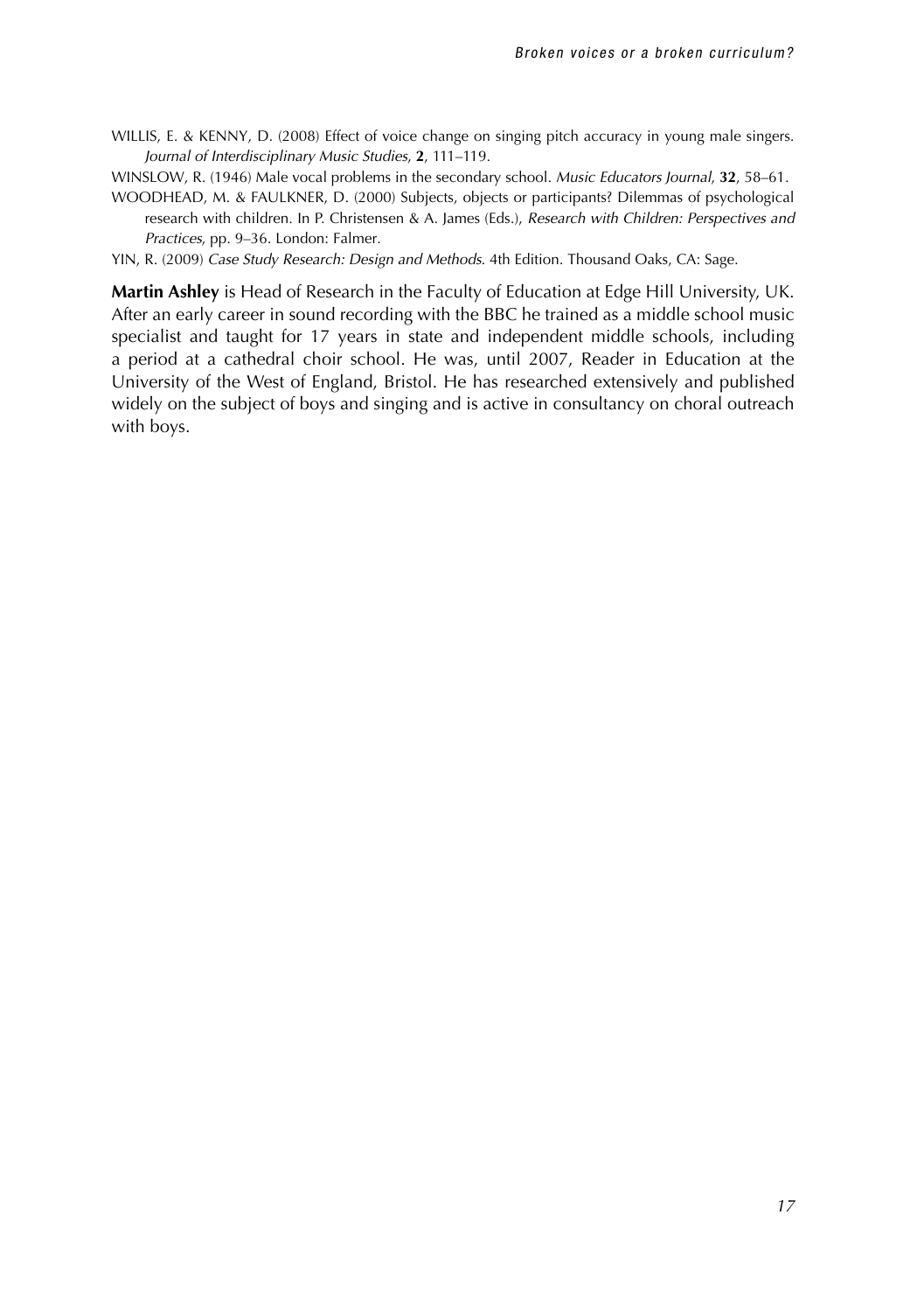WILLIS, E. & KENNY, D. (2008) Effect of voice change on singing pitch accuracy in young male singers. *Journal of Interdisciplinary Music Studies*, **2**, 111–119.

WINSLOW, R. (1946) Male vocal problems in the secondary school. *Music Educators Journal*, **32**, 58–61.

WOODHEAD, M. & FAULKNER, D. (2000) Subjects, objects or participants? Dilemmas of psychological research with children. In P. Christensen & A. James (Eds.), *Research with Children: Perspectives and Practices*, pp. 9–36. London: Falmer.

YIN, R. (2009) *Case Study Research: Design and Methods*. 4th Edition. Thousand Oaks, CA: Sage.

**Martin Ashley** is Head of Research in the Faculty of Education at Edge Hill University, UK. After an early career in sound recording with the BBC he trained as a middle school music specialist and taught for 17 years in state and independent middle schools, including a period at a cathedral choir school. He was, until 2007, Reader in Education at the University of the West of England, Bristol. He has researched extensively and published widely on the subject of boys and singing and is active in consultancy on choral outreach with boys.